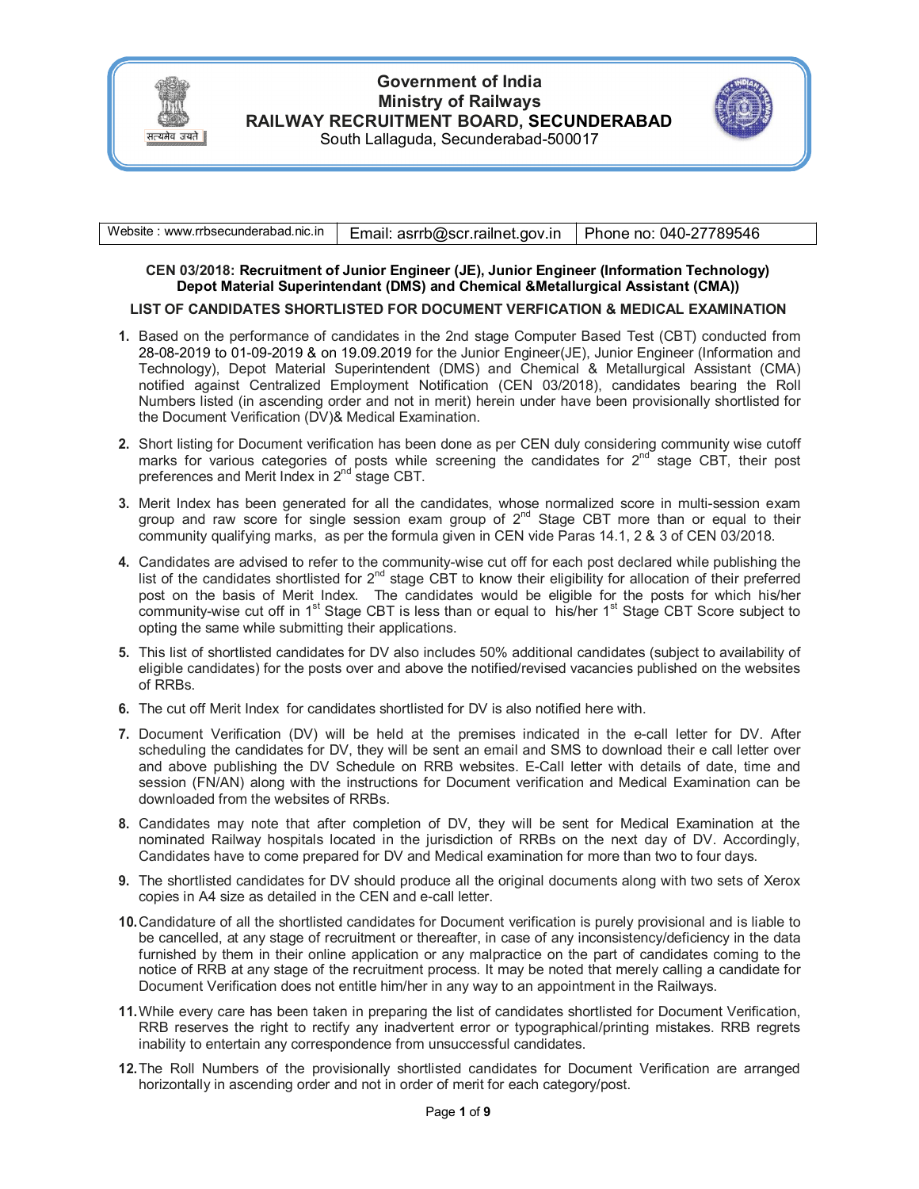# Government of India
# Ministry of Railways
# RAILWAY RECRUITMENT BOARD, SECUNDERABAD

South Lallaguda, Secunderabad-500017

| Website : www.rrbsecunderabad.nic.in | Email: asrrb@scr.railnet.gov.in | Phone no: 040-27789546 |
|---|---|---|

**CEN 03/2018: Recruitment of Junior Engineer (JE), Junior Engineer (Information Technology) Depot Material Superintendant (DMS) and Chemical &Metallurgical Assistant (CMA))**

**LIST OF CANDIDATES SHORTLISTED FOR DOCUMENT VERFICATION & MEDICAL EXAMINATION**

1. Based on the performance of candidates in the 2nd stage Computer Based Test (CBT) conducted from 28-08-2019 to 01-09-2019 & on 19.09.2019 for the Junior Engineer(JE), Junior Engineer (Information and Technology), Depot Material Superintendent (DMS) and Chemical & Metallurgical Assistant (CMA) notified against Centralized Employment Notification (CEN 03/2018), candidates bearing the Roll Numbers listed (in ascending order and not in merit) herein under have been provisionally shortlisted for the Document Verification (DV)& Medical Examination.

2. Short listing for Document verification has been done as per CEN duly considering community wise cutoff marks for various categories of posts while screening the candidates for 2nd stage CBT, their post preferences and Merit Index in 2nd stage CBT.

3. Merit Index has been generated for all the candidates, whose normalized score in multi-session exam group and raw score for single session exam group of 2nd Stage CBT more than or equal to their community qualifying marks, as per the formula given in CEN vide Paras 14.1, 2 & 3 of CEN 03/2018.

4. Candidates are advised to refer to the community-wise cut off for each post declared while publishing the list of the candidates shortlisted for 2nd stage CBT to know their eligibility for allocation of their preferred post on the basis of Merit Index. The candidates would be eligible for the posts for which his/her community-wise cut off in 1st Stage CBT is less than or equal to his/her 1st Stage CBT Score subject to opting the same while submitting their applications.

5. This list of shortlisted candidates for DV also includes 50% additional candidates (subject to availability of eligible candidates) for the posts over and above the notified/revised vacancies published on the websites of RRBs.

6. The cut off Merit Index for candidates shortlisted for DV is also notified here with.

7. Document Verification (DV) will be held at the premises indicated in the e-call letter for DV. After scheduling the candidates for DV, they will be sent an email and SMS to download their e call letter over and above publishing the DV Schedule on RRB websites. E-Call letter with details of date, time and session (FN/AN) along with the instructions for Document verification and Medical Examination can be downloaded from the websites of RRBs.

8. Candidates may note that after completion of DV, they will be sent for Medical Examination at the nominated Railway hospitals located in the jurisdiction of RRBs on the next day of DV. Accordingly, Candidates have to come prepared for DV and Medical examination for more than two to four days.

9. The shortlisted candidates for DV should produce all the original documents along with two sets of Xerox copies in A4 size as detailed in the CEN and e-call letter.

10. Candidature of all the shortlisted candidates for Document verification is purely provisional and is liable to be cancelled, at any stage of recruitment or thereafter, in case of any inconsistency/deficiency in the data furnished by them in their online application or any malpractice on the part of candidates coming to the notice of RRB at any stage of the recruitment process. It may be noted that merely calling a candidate for Document Verification does not entitle him/her in any way to an appointment in the Railways.

11. While every care has been taken in preparing the list of candidates shortlisted for Document Verification, RRB reserves the right to rectify any inadvertent error or typographical/printing mistakes. RRB regrets inability to entertain any correspondence from unsuccessful candidates.

12. The Roll Numbers of the provisionally shortlisted candidates for Document Verification are arranged horizontally in ascending order and not in order of merit for each category/post.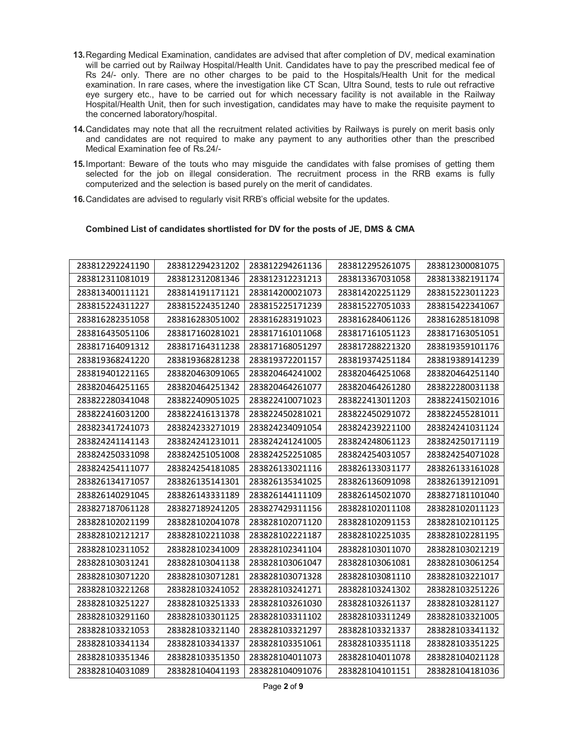13. Regarding Medical Examination, candidates are advised that after completion of DV, medical examination will be carried out by Railway Hospital/Health Unit. Candidates have to pay the prescribed medical fee of Rs 24/- only. There are no other charges to be paid to the Hospitals/Health Unit for the medical examination. In rare cases, where the investigation like CT Scan, Ultra Sound, tests to rule out refractive eye surgery etc., have to be carried out for which necessary facility is not available in the Railway Hospital/Health Unit, then for such investigation, candidates may have to make the requisite payment to the concerned laboratory/hospital.

14. Candidates may note that all the recruitment related activities by Railways is purely on merit basis only and candidates are not required to make any payment to any authorities other than the prescribed Medical Examination fee of Rs.24/-

15. Important: Beware of the touts who may misguide the candidates with false promises of getting them selected for the job on illegal consideration. The recruitment process in the RRB exams is fully computerized and the selection is based purely on the merit of candidates.

16. Candidates are advised to regularly visit RRB's official website for the updates.

**Combined List of candidates shortlisted for DV for the posts of JE, DMS & CMA**

| | | | | |
|---|---|---|---|---|
| 283812292241190 | 283812294231202 | 283812294261136 | 283812295261075 | 283812300081075 |
| 283812311081019 | 283812312081346 | 283812312231213 | 283813367031058 | 283813382191174 |
| 283813400111121 | 283814191171121 | 283814200021073 | 283814202251129 | 283815223011223 |
| 283815224311227 | 283815224351240 | 283815225171239 | 283815227051033 | 283815422341067 |
| 283816282351058 | 283816283051002 | 283816283191023 | 283816284061126 | 283816285181098 |
| 283816435051106 | 283817160281021 | 283817161011068 | 283817161051123 | 283817163051051 |
| 283817164091312 | 283817164311238 | 283817168051297 | 283817288221320 | 283819359101176 |
| 283819368241220 | 283819368281238 | 283819372201157 | 283819374251184 | 283819389141239 |
| 283819401221165 | 283820463091065 | 283820464241002 | 283820464251068 | 283820464251140 |
| 283820464251165 | 283820464251342 | 283820464261077 | 283820464261280 | 283822280031138 |
| 283822280341048 | 283822409051025 | 283822410071023 | 283822413011203 | 283822415021016 |
| 283822416031200 | 283822416131378 | 283822450281021 | 283822450291072 | 283822455281011 |
| 283823417241073 | 283824233271019 | 283824234091054 | 283824239221100 | 283824241031124 |
| 283824241141143 | 283824241231011 | 283824241241005 | 283824248061123 | 283824250171119 |
| 283824250331098 | 283824251051008 | 283824252251085 | 283824254031057 | 283824254071028 |
| 283824254111077 | 283824254181085 | 283826133021116 | 283826133031177 | 283826133161028 |
| 283826134171057 | 283826135141301 | 283826135341025 | 283826136091098 | 283826139121091 |
| 283826140291045 | 283826143331189 | 283826144111109 | 283826145021070 | 283827181101040 |
| 283827187061128 | 283827189241205 | 283827429311156 | 283828102011108 | 283828102011123 |
| 283828102021199 | 283828102041078 | 283828102071120 | 283828102091153 | 283828102101125 |
| 283828102121217 | 283828102211038 | 283828102221187 | 283828102251035 | 283828102281195 |
| 283828102311052 | 283828102341009 | 283828102341104 | 283828103011070 | 283828103021219 |
| 283828103031241 | 283828103041138 | 283828103061047 | 283828103061081 | 283828103061254 |
| 283828103071220 | 283828103071281 | 283828103071328 | 283828103081110 | 283828103221017 |
| 283828103221268 | 283828103241052 | 283828103241271 | 283828103241302 | 283828103251226 |
| 283828103251227 | 283828103251333 | 283828103261030 | 283828103261137 | 283828103281127 |
| 283828103291160 | 283828103301125 | 283828103311102 | 283828103311249 | 283828103321005 |
| 283828103321053 | 283828103321140 | 283828103321297 | 283828103321337 | 283828103341132 |
| 283828103341134 | 283828103341337 | 283828103351061 | 283828103351118 | 283828103351225 |
| 283828103351346 | 283828103351350 | 283828104011073 | 283828104011078 | 283828104021128 |
| 283828104031089 | 283828104041193 | 283828104091076 | 283828104101151 | 283828104181036 |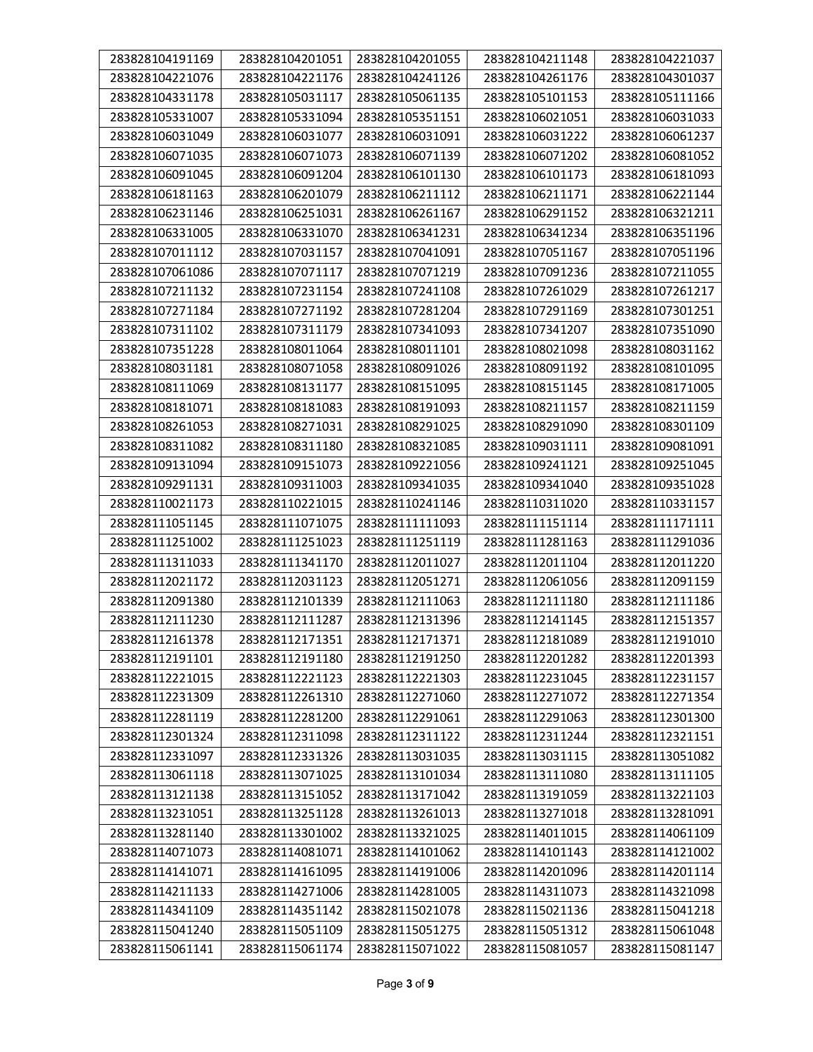| 283828104191169 | 283828104201051 | 283828104201055 | 283828104211148 | 283828104221037 |
|---|---|---|---|---|
| 283828104221076 | 283828104221176 | 283828104241126 | 283828104261176 | 283828104301037 |
| 283828104331178 | 283828105031117 | 283828105061135 | 283828105101153 | 283828105111166 |
| 283828105331007 | 283828105331094 | 283828105351151 | 283828106021051 | 283828106031033 |
| 283828106031049 | 283828106031077 | 283828106031091 | 283828106031222 | 283828106061237 |
| 283828106071035 | 283828106071073 | 283828106071139 | 283828106071202 | 283828106081052 |
| 283828106091045 | 283828106091204 | 283828106101130 | 283828106101173 | 283828106181093 |
| 283828106181163 | 283828106201079 | 283828106211112 | 283828106211171 | 283828106221144 |
| 283828106231146 | 283828106251031 | 283828106261167 | 283828106291152 | 283828106321211 |
| 283828106331005 | 283828106331070 | 283828106341231 | 283828106341234 | 283828106351196 |
| 283828107011112 | 283828107031157 | 283828107041091 | 283828107051167 | 283828107051196 |
| 283828107061086 | 283828107071117 | 283828107071219 | 283828107091236 | 283828107211055 |
| 283828107211132 | 283828107231154 | 283828107241108 | 283828107261029 | 283828107261217 |
| 283828107271184 | 283828107271192 | 283828107281204 | 283828107291169 | 283828107301251 |
| 283828107311102 | 283828107311179 | 283828107341093 | 283828107341207 | 283828107351090 |
| 283828107351228 | 283828108011064 | 283828108011101 | 283828108021098 | 283828108031162 |
| 283828108031181 | 283828108071058 | 283828108091026 | 283828108091192 | 283828108101095 |
| 283828108111069 | 283828108131177 | 283828108151095 | 283828108151145 | 283828108171005 |
| 283828108181071 | 283828108181083 | 283828108191093 | 283828108211157 | 283828108211159 |
| 283828108261053 | 283828108271031 | 283828108291025 | 283828108291090 | 283828108301109 |
| 283828108311082 | 283828108311180 | 283828108321085 | 283828109031111 | 283828109081091 |
| 283828109131094 | 283828109151073 | 283828109221056 | 283828109241121 | 283828109251045 |
| 283828109291131 | 283828109311003 | 283828109341035 | 283828109341040 | 283828109351028 |
| 283828110021173 | 283828110221015 | 283828110241146 | 283828110311020 | 283828110331157 |
| 283828111051145 | 283828111071075 | 283828111111093 | 283828111151114 | 283828111171111 |
| 283828111251002 | 283828111251023 | 283828111251119 | 283828111281163 | 283828111291036 |
| 283828111311033 | 283828111341170 | 283828112011027 | 283828112011104 | 283828112011220 |
| 283828112021172 | 283828112031123 | 283828112051271 | 283828112061056 | 283828112091159 |
| 283828112091380 | 283828112101339 | 283828112111063 | 283828112111180 | 283828112111186 |
| 283828112111230 | 283828112111287 | 283828112131396 | 283828112141145 | 283828112151357 |
| 283828112161378 | 283828112171351 | 283828112171371 | 283828112181089 | 283828112191010 |
| 283828112191101 | 283828112191180 | 283828112191250 | 283828112201282 | 283828112201393 |
| 283828112221015 | 283828112221123 | 283828112221303 | 283828112231045 | 283828112231157 |
| 283828112231309 | 283828112261310 | 283828112271060 | 283828112271072 | 283828112271354 |
| 283828112281119 | 283828112281200 | 283828112291061 | 283828112291063 | 283828112301300 |
| 283828112301324 | 283828112311098 | 283828112311122 | 283828112311244 | 283828112321151 |
| 283828112331097 | 283828112331326 | 283828113031035 | 283828113031115 | 283828113051082 |
| 283828113061118 | 283828113071025 | 283828113101034 | 283828113111080 | 283828113111105 |
| 283828113121138 | 283828113151052 | 283828113171042 | 283828113191059 | 283828113221103 |
| 283828113231051 | 283828113251128 | 283828113261013 | 283828113271018 | 283828113281091 |
| 283828113281140 | 283828113301002 | 283828113321025 | 283828114011015 | 283828114061109 |
| 283828114071073 | 283828114081071 | 283828114101062 | 283828114101143 | 283828114121002 |
| 283828114141071 | 283828114161095 | 283828114191006 | 283828114201096 | 283828114201114 |
| 283828114211133 | 283828114271006 | 283828114281005 | 283828114311073 | 283828114321098 |
| 283828114341109 | 283828114351142 | 283828115021078 | 283828115021136 | 283828115041218 |
| 283828115041240 | 283828115051109 | 283828115051275 | 283828115051312 | 283828115061048 |
| 283828115061141 | 283828115061174 | 283828115071022 | 283828115081057 | 283828115081147 |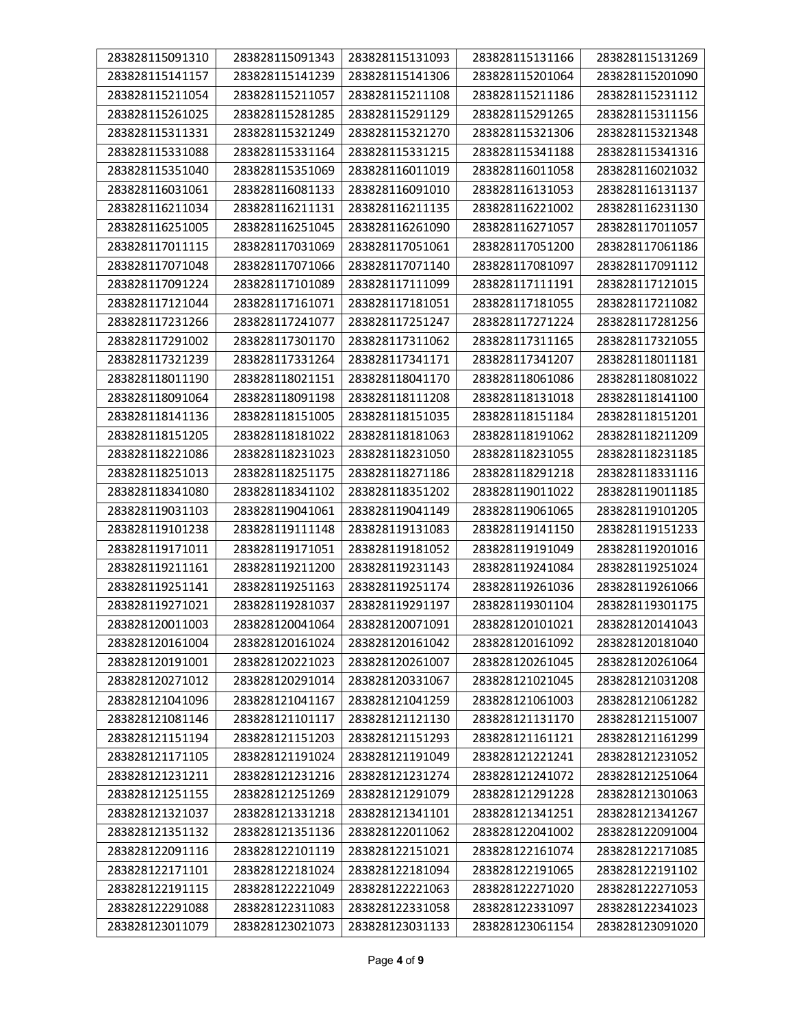| 283828115091310 | 283828115091343 | 283828115131093 | 283828115131166 | 283828115131269 |
|---|---|---|---|---|
| 283828115141157 | 283828115141239 | 283828115141306 | 283828115201064 | 283828115201090 |
| 283828115211054 | 283828115211057 | 283828115211108 | 283828115211186 | 283828115231112 |
| 283828115261025 | 283828115281285 | 283828115291129 | 283828115291265 | 283828115311156 |
| 283828115311331 | 283828115321249 | 283828115321270 | 283828115321306 | 283828115321348 |
| 283828115331088 | 283828115331164 | 283828115331215 | 283828115341188 | 283828115341316 |
| 283828115351040 | 283828115351069 | 283828116011019 | 283828116011058 | 283828116021032 |
| 283828116031061 | 283828116081133 | 283828116091010 | 283828116131053 | 283828116131137 |
| 283828116211034 | 283828116211131 | 283828116211135 | 283828116221002 | 283828116231130 |
| 283828116251005 | 283828116251045 | 283828116261090 | 283828116271057 | 283828117011057 |
| 283828117011115 | 283828117031069 | 283828117051061 | 283828117051200 | 283828117061186 |
| 283828117071048 | 283828117071066 | 283828117071140 | 283828117081097 | 283828117091112 |
| 283828117091224 | 283828117101089 | 283828117111099 | 283828117111191 | 283828117121015 |
| 283828117121044 | 283828117161071 | 283828117181051 | 283828117181055 | 283828117211082 |
| 283828117231266 | 283828117241077 | 283828117251247 | 283828117271224 | 283828117281256 |
| 283828117291002 | 283828117301170 | 283828117311062 | 283828117311165 | 283828117321055 |
| 283828117321239 | 283828117331264 | 283828117341171 | 283828117341207 | 283828118011181 |
| 283828118011190 | 283828118021151 | 283828118041170 | 283828118061086 | 283828118081022 |
| 283828118091064 | 283828118091198 | 283828118111208 | 283828118131018 | 283828118141100 |
| 283828118141136 | 283828118151005 | 283828118151035 | 283828118151184 | 283828118151201 |
| 283828118151205 | 283828118181022 | 283828118181063 | 283828118191062 | 283828118211209 |
| 283828118221086 | 283828118231023 | 283828118231050 | 283828118231055 | 283828118231185 |
| 283828118251013 | 283828118251175 | 283828118271186 | 283828118291218 | 283828118331116 |
| 283828118341080 | 283828118341102 | 283828118351202 | 283828119011022 | 283828119011185 |
| 283828119031103 | 283828119041061 | 283828119041149 | 283828119061065 | 283828119101205 |
| 283828119101238 | 283828119111148 | 283828119131083 | 283828119141150 | 283828119151233 |
| 283828119171011 | 283828119171051 | 283828119181052 | 283828119191049 | 283828119201016 |
| 283828119211161 | 283828119211200 | 283828119231143 | 283828119241084 | 283828119251024 |
| 283828119251141 | 283828119251163 | 283828119251174 | 283828119261036 | 283828119261066 |
| 283828119271021 | 283828119281037 | 283828119291197 | 283828119301104 | 283828119301175 |
| 283828120011003 | 283828120041064 | 283828120071091 | 283828120101021 | 283828120141043 |
| 283828120161004 | 283828120161024 | 283828120161042 | 283828120161092 | 283828120181040 |
| 283828120191001 | 283828120221023 | 283828120261007 | 283828120261045 | 283828120261064 |
| 283828120271012 | 283828120291014 | 283828120331067 | 283828121021045 | 283828121031208 |
| 283828121041096 | 283828121041167 | 283828121041259 | 283828121061003 | 283828121061282 |
| 283828121081146 | 283828121101117 | 283828121121130 | 283828121131170 | 283828121151007 |
| 283828121151194 | 283828121151203 | 283828121151293 | 283828121161121 | 283828121161299 |
| 283828121171105 | 283828121191024 | 283828121191049 | 283828121221241 | 283828121231052 |
| 283828121231211 | 283828121231216 | 283828121231274 | 283828121241072 | 283828121251064 |
| 283828121251155 | 283828121251269 | 283828121291079 | 283828121291228 | 283828121301063 |
| 283828121321037 | 283828121331218 | 283828121341101 | 283828121341251 | 283828121341267 |
| 283828121351132 | 283828121351136 | 283828122011062 | 283828122041002 | 283828122091004 |
| 283828122091116 | 283828122101119 | 283828122151021 | 283828122161074 | 283828122171085 |
| 283828122171101 | 283828122181024 | 283828122181094 | 283828122191065 | 283828122191102 |
| 283828122191115 | 283828122221049 | 283828122221063 | 283828122271020 | 283828122271053 |
| 283828122291088 | 283828122311083 | 283828122331058 | 283828122331097 | 283828122341023 |
| 283828123011079 | 283828123021073 | 283828123031133 | 283828123061154 | 283828123091020 |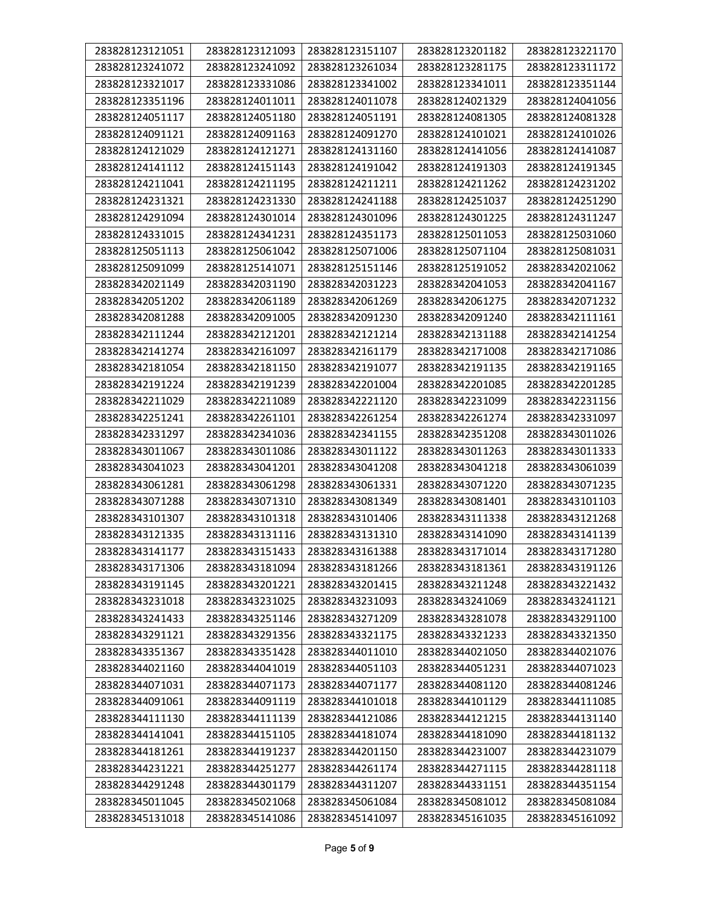| 283828123121051 | 283828123121093 | 283828123151107 | 283828123201182 | 283828123221170 |
|---|---|---|---|---|
| 283828123241072 | 283828123241092 | 283828123261034 | 283828123281175 | 283828123311172 |
| 283828123321017 | 283828123331086 | 283828123341002 | 283828123341011 | 283828123351144 |
| 283828123351196 | 283828124011011 | 283828124011078 | 283828124021329 | 283828124041056 |
| 283828124051117 | 283828124051180 | 283828124051191 | 283828124081305 | 283828124081328 |
| 283828124091121 | 283828124091163 | 283828124091270 | 283828124101021 | 283828124101026 |
| 283828124121029 | 283828124121271 | 283828124131160 | 283828124141056 | 283828124141087 |
| 283828124141112 | 283828124151143 | 283828124191042 | 283828124191303 | 283828124191345 |
| 283828124211041 | 283828124211195 | 283828124211211 | 283828124211262 | 283828124231202 |
| 283828124231321 | 283828124231330 | 283828124241188 | 283828124251037 | 283828124251290 |
| 283828124291094 | 283828124301014 | 283828124301096 | 283828124301225 | 283828124311247 |
| 283828124331015 | 283828124341231 | 283828124351173 | 283828125011053 | 283828125031060 |
| 283828125051113 | 283828125061042 | 283828125071006 | 283828125071104 | 283828125081031 |
| 283828125091099 | 283828125141071 | 283828125151146 | 283828125191052 | 283828342021062 |
| 283828342021149 | 283828342031190 | 283828342031223 | 283828342041053 | 283828342041167 |
| 283828342051202 | 283828342061189 | 283828342061269 | 283828342061275 | 283828342071232 |
| 283828342081288 | 283828342091005 | 283828342091230 | 283828342091240 | 283828342111161 |
| 283828342111244 | 283828342121201 | 283828342121214 | 283828342131188 | 283828342141254 |
| 283828342141274 | 283828342161097 | 283828342161179 | 283828342171008 | 283828342171086 |
| 283828342181054 | 283828342181150 | 283828342191077 | 283828342191135 | 283828342191165 |
| 283828342191224 | 283828342191239 | 283828342201004 | 283828342201085 | 283828342201285 |
| 283828342211029 | 283828342211089 | 283828342221120 | 283828342231099 | 283828342231156 |
| 283828342251241 | 283828342261101 | 283828342261254 | 283828342261274 | 283828342331097 |
| 283828342331297 | 283828342341036 | 283828342341155 | 283828342351208 | 283828343011026 |
| 283828343011067 | 283828343011086 | 283828343011122 | 283828343011263 | 283828343011333 |
| 283828343041023 | 283828343041201 | 283828343041208 | 283828343041218 | 283828343061039 |
| 283828343061281 | 283828343061298 | 283828343061331 | 283828343071220 | 283828343071235 |
| 283828343071288 | 283828343071310 | 283828343081349 | 283828343081401 | 283828343101103 |
| 283828343101307 | 283828343101318 | 283828343101406 | 283828343111338 | 283828343121268 |
| 283828343121335 | 283828343131116 | 283828343131310 | 283828343141090 | 283828343141139 |
| 283828343141177 | 283828343151433 | 283828343161388 | 283828343171014 | 283828343171280 |
| 283828343171306 | 283828343181094 | 283828343181266 | 283828343181361 | 283828343191126 |
| 283828343191145 | 283828343201221 | 283828343201415 | 283828343211248 | 283828343221432 |
| 283828343231018 | 283828343231025 | 283828343231093 | 283828343241069 | 283828343241121 |
| 283828343241433 | 283828343251146 | 283828343271209 | 283828343281078 | 283828343291100 |
| 283828343291121 | 283828343291356 | 283828343321175 | 283828343321233 | 283828343321350 |
| 283828343351367 | 283828343351428 | 283828344011010 | 283828344021050 | 283828344021076 |
| 283828344021160 | 283828344041019 | 283828344051103 | 283828344051231 | 283828344071023 |
| 283828344071031 | 283828344071173 | 283828344071177 | 283828344081120 | 283828344081246 |
| 283828344091061 | 283828344091119 | 283828344101018 | 283828344101129 | 283828344111085 |
| 283828344111130 | 283828344111139 | 283828344121086 | 283828344121215 | 283828344131140 |
| 283828344141041 | 283828344151105 | 283828344181074 | 283828344181090 | 283828344181132 |
| 283828344181261 | 283828344191237 | 283828344201150 | 283828344231007 | 283828344231079 |
| 283828344231221 | 283828344251277 | 283828344261174 | 283828344271115 | 283828344281118 |
| 283828344291248 | 283828344301179 | 283828344311207 | 283828344331151 | 283828344351154 |
| 283828345011045 | 283828345021068 | 283828345061084 | 283828345081012 | 283828345081084 |
| 283828345131018 | 283828345141086 | 283828345141097 | 283828345161035 | 283828345161092 |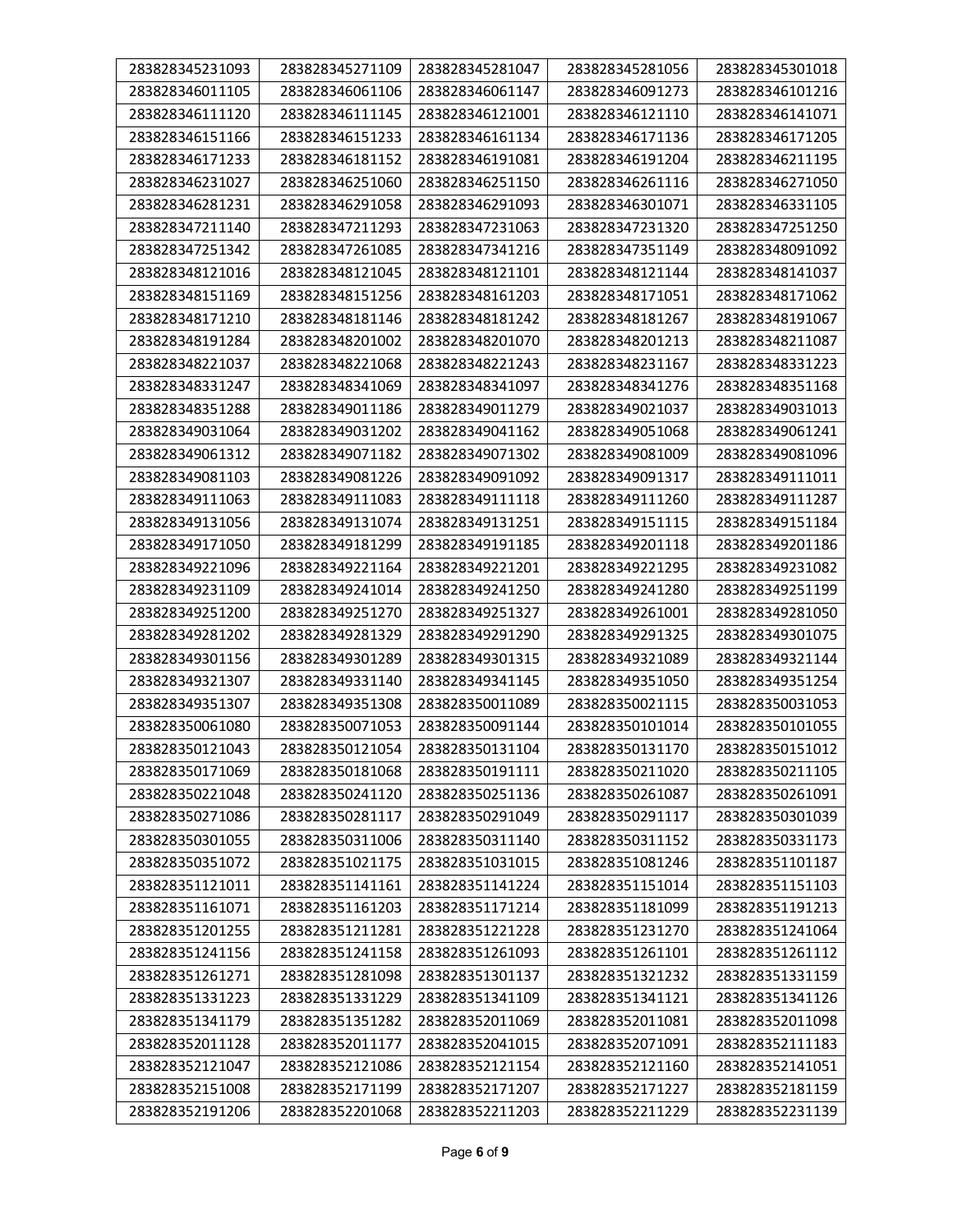| | | | | |
|---|---|---|---|---|
| 283828345231093 | 283828345271109 | 283828345281047 | 283828345281056 | 283828345301018 |
| 283828346011105 | 283828346061106 | 283828346061147 | 283828346091273 | 283828346101216 |
| 283828346111120 | 283828346111145 | 283828346121001 | 283828346121110 | 283828346141071 |
| 283828346151166 | 283828346151233 | 283828346161134 | 283828346171136 | 283828346171205 |
| 283828346171233 | 283828346181152 | 283828346191081 | 283828346191204 | 283828346211195 |
| 283828346231027 | 283828346251060 | 283828346251150 | 283828346261116 | 283828346271050 |
| 283828346281231 | 283828346291058 | 283828346291093 | 283828346301071 | 283828346331105 |
| 283828347211140 | 283828347211293 | 283828347231063 | 283828347231320 | 283828347251250 |
| 283828347251342 | 283828347261085 | 283828347341216 | 283828347351149 | 283828348091092 |
| 283828348121016 | 283828348121045 | 283828348121101 | 283828348121144 | 283828348141037 |
| 283828348151169 | 283828348151256 | 283828348161203 | 283828348171051 | 283828348171062 |
| 283828348171210 | 283828348181146 | 283828348181242 | 283828348181267 | 283828348191067 |
| 283828348191284 | 283828348201002 | 283828348201070 | 283828348201213 | 283828348211087 |
| 283828348221037 | 283828348221068 | 283828348221243 | 283828348231167 | 283828348331223 |
| 283828348331247 | 283828348341069 | 283828348341097 | 283828348341276 | 283828348351168 |
| 283828348351288 | 283828349011186 | 283828349011279 | 283828349021037 | 283828349031013 |
| 283828349031064 | 283828349031202 | 283828349041162 | 283828349051068 | 283828349061241 |
| 283828349061312 | 283828349071182 | 283828349071302 | 283828349081009 | 283828349081096 |
| 283828349081103 | 283828349081226 | 283828349091092 | 283828349091317 | 283828349111011 |
| 283828349111063 | 283828349111083 | 283828349111118 | 283828349111260 | 283828349111287 |
| 283828349131056 | 283828349131074 | 283828349131251 | 283828349151115 | 283828349151184 |
| 283828349171050 | 283828349181299 | 283828349191185 | 283828349201118 | 283828349201186 |
| 283828349221096 | 283828349221164 | 283828349221201 | 283828349221295 | 283828349231082 |
| 283828349231109 | 283828349241014 | 283828349241250 | 283828349241280 | 283828349251199 |
| 283828349251200 | 283828349251270 | 283828349251327 | 283828349261001 | 283828349281050 |
| 283828349281202 | 283828349281329 | 283828349291290 | 283828349291325 | 283828349301075 |
| 283828349301156 | 283828349301289 | 283828349301315 | 283828349321089 | 283828349321144 |
| 283828349321307 | 283828349331140 | 283828349341145 | 283828349351050 | 283828349351254 |
| 283828349351307 | 283828349351308 | 283828350011089 | 283828350021115 | 283828350031053 |
| 283828350061080 | 283828350071053 | 283828350091144 | 283828350101014 | 283828350101055 |
| 283828350121043 | 283828350121054 | 283828350131104 | 283828350131170 | 283828350151012 |
| 283828350171069 | 283828350181068 | 283828350191111 | 283828350211020 | 283828350211105 |
| 283828350221048 | 283828350241120 | 283828350251136 | 283828350261087 | 283828350261091 |
| 283828350271086 | 283828350281117 | 283828350291049 | 283828350291117 | 283828350301039 |
| 283828350301055 | 283828350311006 | 283828350311140 | 283828350311152 | 283828350331173 |
| 283828350351072 | 283828351021175 | 283828351031015 | 283828351081246 | 283828351101187 |
| 283828351121011 | 283828351141161 | 283828351141224 | 283828351151014 | 283828351151103 |
| 283828351161071 | 283828351161203 | 283828351171214 | 283828351181099 | 283828351191213 |
| 283828351201255 | 283828351211281 | 283828351221228 | 283828351231270 | 283828351241064 |
| 283828351241156 | 283828351241158 | 283828351261093 | 283828351261101 | 283828351261112 |
| 283828351261271 | 283828351281098 | 283828351301137 | 283828351321232 | 283828351331159 |
| 283828351331223 | 283828351331229 | 283828351341109 | 283828351341121 | 283828351341126 |
| 283828351341179 | 283828351351282 | 283828352011069 | 283828352011081 | 283828352011098 |
| 283828352011128 | 283828352011177 | 283828352041015 | 283828352071091 | 283828352111183 |
| 283828352121047 | 283828352121086 | 283828352121154 | 283828352121160 | 283828352141051 |
| 283828352151008 | 283828352171199 | 283828352171207 | 283828352171227 | 283828352181159 |
| 283828352191206 | 283828352201068 | 283828352211203 | 283828352211229 | 283828352231139 |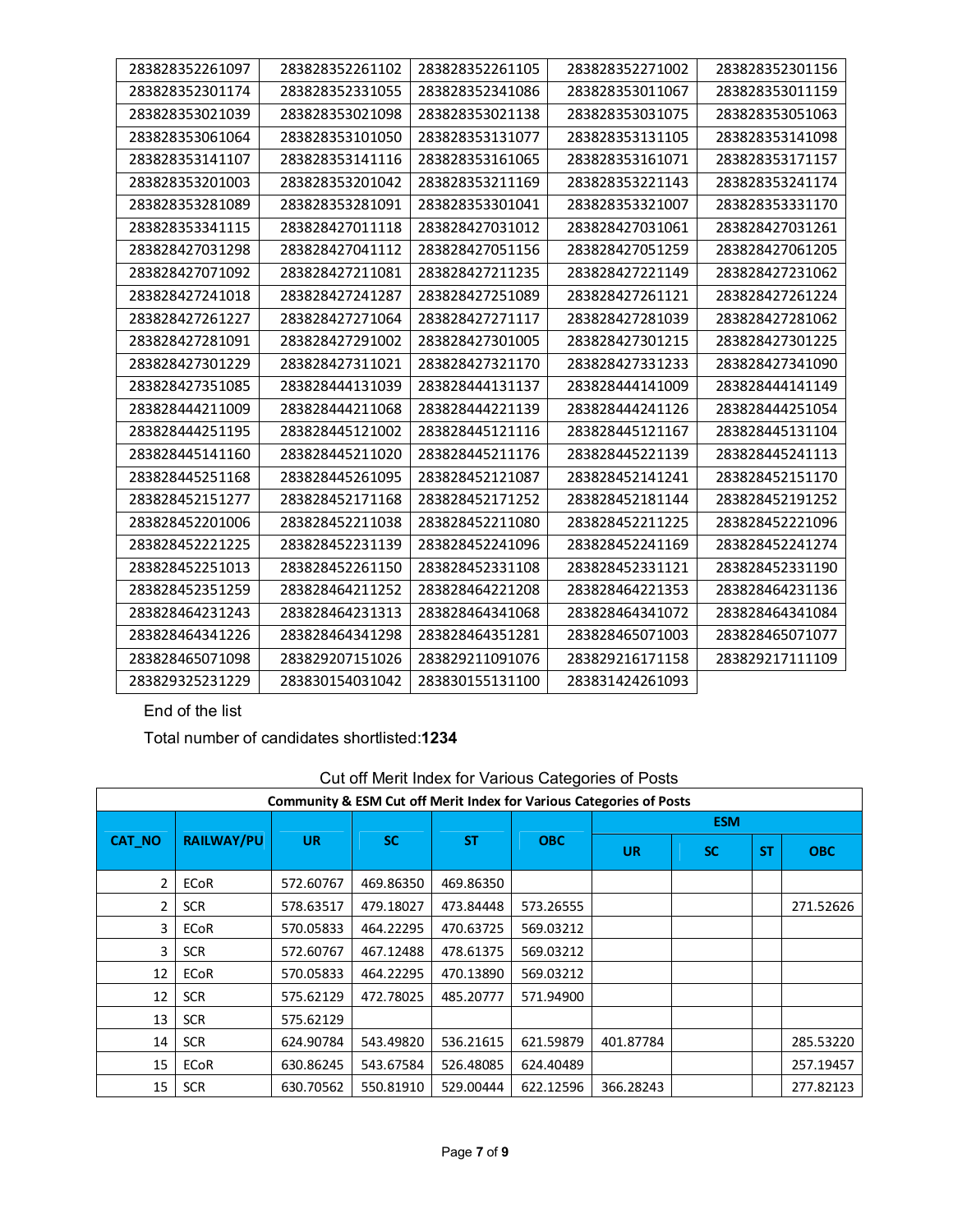| 283828352261097 | 283828352261102 | 283828352261105 | 283828352271002 | 283828352301156 |
|---|---|---|---|---|
| 283828352301174 | 283828352331055 | 283828352341086 | 283828353011067 | 283828353011159 |
| 283828353021039 | 283828353021098 | 283828353021138 | 283828353031075 | 283828353051063 |
| 283828353061064 | 283828353101050 | 283828353131077 | 283828353131105 | 283828353141098 |
| 283828353141107 | 283828353141116 | 283828353161065 | 283828353161071 | 283828353171157 |
| 283828353201003 | 283828353201042 | 283828353211169 | 283828353221143 | 283828353241174 |
| 283828353281089 | 283828353281091 | 283828353301041 | 283828353321007 | 283828353331170 |
| 283828353341115 | 283828427011118 | 283828427031012 | 283828427031061 | 283828427031261 |
| 283828427031298 | 283828427041112 | 283828427051156 | 283828427051259 | 283828427061205 |
| 283828427071092 | 283828427211081 | 283828427211235 | 283828427221149 | 283828427231062 |
| 283828427241018 | 283828427241287 | 283828427251089 | 283828427261121 | 283828427261224 |
| 283828427261227 | 283828427271064 | 283828427271117 | 283828427281039 | 283828427281062 |
| 283828427281091 | 283828427291002 | 283828427301005 | 283828427301215 | 283828427301225 |
| 283828427301229 | 283828427311021 | 283828427321170 | 283828427331233 | 283828427341090 |
| 283828427351085 | 283828444131039 | 283828444131137 | 283828444141009 | 283828444141149 |
| 283828444211009 | 283828444211068 | 283828444221139 | 283828444241126 | 283828444251054 |
| 283828444251195 | 283828445121002 | 283828445121116 | 283828445121167 | 283828445131104 |
| 283828445141160 | 283828445211020 | 283828445211176 | 283828445221139 | 283828445241113 |
| 283828445251168 | 283828445261095 | 283828452121087 | 283828452141241 | 283828452151170 |
| 283828452151277 | 283828452171168 | 283828452171252 | 283828452181144 | 283828452191252 |
| 283828452201006 | 283828452211038 | 283828452211080 | 283828452211225 | 283828452221096 |
| 283828452221225 | 283828452231139 | 283828452241096 | 283828452241169 | 283828452241274 |
| 283828452251013 | 283828452261150 | 283828452331108 | 283828452331121 | 283828452331190 |
| 283828452351259 | 283828464211252 | 283828464221208 | 283828464221353 | 283828464231136 |
| 283828464231243 | 283828464231313 | 283828464341068 | 283828464341072 | 283828464341084 |
| 283828464341226 | 283828464341298 | 283828464351281 | 283828465071003 | 283828465071077 |
| 283828465071098 | 283829207151026 | 283829211091076 | 283829216171158 | 283829217111109 |
| 283829325231229 | 283830154031042 | 283830155131100 | 283831424261093 | |

End of the list

Total number of candidates shortlisted:**1234**

Cut off Merit Index for Various Categories of Posts

| **Community & ESM Cut off Merit Index for Various Categories of Posts** | | | | | | | | | |
|---|---|---|---|---|---|---|---|---|---|
| **CAT_NO** | **RAILWAY/PU** | **UR** | **SC** | **ST** | **OBC** | **ESM** | | | |
| | | | | | | **UR** | **SC** | **ST** | **OBC** |
| 2 | ECoR | 572.60767 | 469.86350 | 469.86350 | | | | | |
| 2 | SCR | 578.63517 | 479.18027 | 473.84448 | 573.26555 | | | | 271.52626 |
| 3 | ECoR | 570.05833 | 464.22295 | 470.63725 | 569.03212 | | | | |
| 3 | SCR | 572.60767 | 467.12488 | 478.61375 | 569.03212 | | | | |
| 12 | ECoR | 570.05833 | 464.22295 | 470.13890 | 569.03212 | | | | |
| 12 | SCR | 575.62129 | 472.78025 | 485.20777 | 571.94900 | | | | |
| 13 | SCR | 575.62129 | | | | | | | |
| 14 | SCR | 624.90784 | 543.49820 | 536.21615 | 621.59879 | 401.87784 | | | 285.53220 |
| 15 | ECoR | 630.86245 | 543.67584 | 526.48085 | 624.40489 | | | | 257.19457 |
| 15 | SCR | 630.70562 | 550.81910 | 529.00444 | 622.12596 | 366.28243 | | | 277.82123 |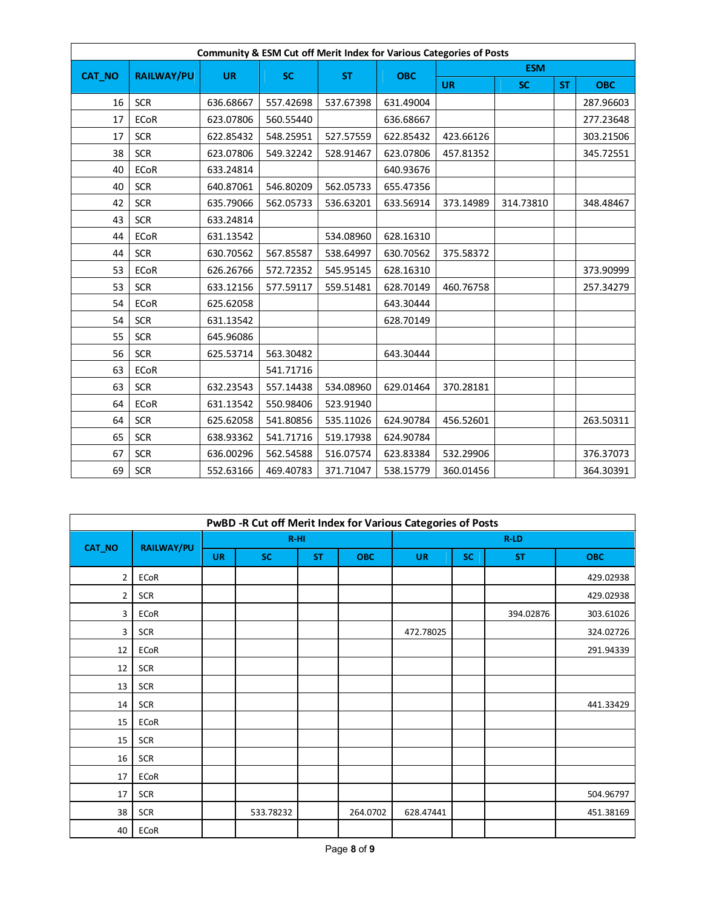| Community & ESM Cut off Merit Index for Various Categories of Posts | | | | | | | | | |
|---|---|---|---|---|---|---|---|---|---|
| CAT_NO | RAILWAY/PU | UR | SC | ST | OBC | ESM | | | |
| | | | | | | UR | SC | ST | OBC |
| 16 | SCR | 636.68667 | 557.42698 | 537.67398 | 631.49004 | | | | 287.96603 |
| 17 | ECoR | 623.07806 | 560.55440 | | 636.68667 | | | | 277.23648 |
| 17 | SCR | 622.85432 | 548.25951 | 527.57559 | 622.85432 | 423.66126 | | | 303.21506 |
| 38 | SCR | 623.07806 | 549.32242 | 528.91467 | 623.07806 | 457.81352 | | | 345.72551 |
| 40 | ECoR | 633.24814 | | | 640.93676 | | | | |
| 40 | SCR | 640.87061 | 546.80209 | 562.05733 | 655.47356 | | | | |
| 42 | SCR | 635.79066 | 562.05733 | 536.63201 | 633.56914 | 373.14989 | 314.73810 | | 348.48467 |
| 43 | SCR | 633.24814 | | | | | | | |
| 44 | ECoR | 631.13542 | | 534.08960 | 628.16310 | | | | |
| 44 | SCR | 630.70562 | 567.85587 | 538.64997 | 630.70562 | 375.58372 | | | |
| 53 | ECoR | 626.26766 | 572.72352 | 545.95145 | 628.16310 | | | | 373.90999 |
| 53 | SCR | 633.12156 | 577.59117 | 559.51481 | 628.70149 | 460.76758 | | | 257.34279 |
| 54 | ECoR | 625.62058 | | | 643.30444 | | | | |
| 54 | SCR | 631.13542 | | | 628.70149 | | | | |
| 55 | SCR | 645.96086 | | | | | | | |
| 56 | SCR | 625.53714 | 563.30482 | | 643.30444 | | | | |
| 63 | ECoR | | 541.71716 | | | | | | |
| 63 | SCR | 632.23543 | 557.14438 | 534.08960 | 629.01464 | 370.28181 | | | |
| 64 | ECoR | 631.13542 | 550.98406 | 523.91940 | | | | | |
| 64 | SCR | 625.62058 | 541.80856 | 535.11026 | 624.90784 | 456.52601 | | | 263.50311 |
| 65 | SCR | 638.93362 | 541.71716 | 519.17938 | 624.90784 | | | | |
| 67 | SCR | 636.00296 | 562.54588 | 516.07574 | 623.83384 | 532.29906 | | | 376.37073 |
| 69 | SCR | 552.63166 | 469.40783 | 371.71047 | 538.15779 | 360.01456 | | | 364.30391 |

| PwBD -R Cut off Merit Index for Various Categories of Posts | | | | | | | | | |
|---|---|---|---|---|---|---|---|---|---|
| CAT_NO | RAILWAY/PU | R-HI | | | | R-LD | | | |
| | | UR | SC | ST | OBC | UR | SC | ST | OBC |
| 2 | ECoR | | | | | | | | 429.02938 |
| 2 | SCR | | | | | | | | 429.02938 |
| 3 | ECoR | | | | | | | 394.02876 | 303.61026 |
| 3 | SCR | | | | | 472.78025 | | | 324.02726 |
| 12 | ECoR | | | | | | | | 291.94339 |
| 12 | SCR | | | | | | | | |
| 13 | SCR | | | | | | | | |
| 14 | SCR | | | | | | | | 441.33429 |
| 15 | ECoR | | | | | | | | |
| 15 | SCR | | | | | | | | |
| 16 | SCR | | | | | | | | |
| 17 | ECoR | | | | | | | | |
| 17 | SCR | | | | | | | | 504.96797 |
| 38 | SCR | | 533.78232 | | 264.0702 | 628.47441 | | | 451.38169 |
| 40 | ECoR | | | | | | | | |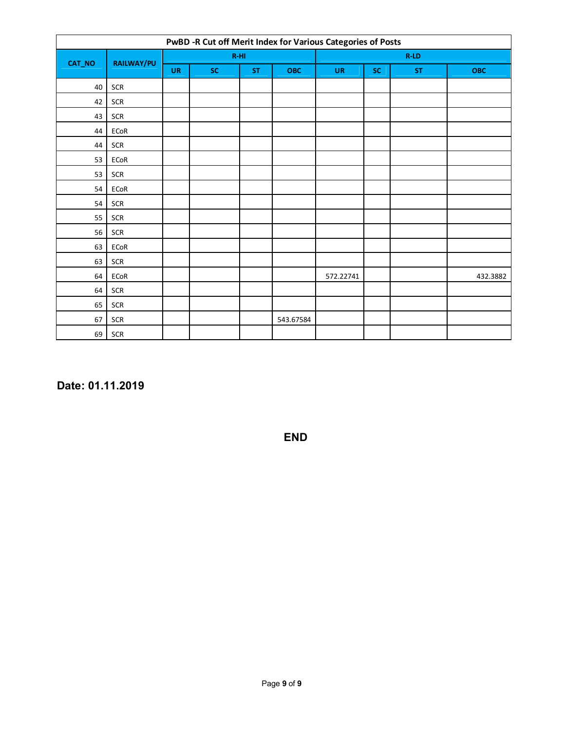| PwBD -R Cut off Merit Index for Various Categories of Posts | | | | | | | | | |
|---|---|---|---|---|---|---|---|---|---|
| CAT_NO | RAILWAY/PU | R-HI | | | | R-LD | | | |
| | | UR | SC | ST | OBC | UR | SC | ST | OBC |
| 40 | SCR | | | | | | | | |
| 42 | SCR | | | | | | | | |
| 43 | SCR | | | | | | | | |
| 44 | ECoR | | | | | | | | |
| 44 | SCR | | | | | | | | |
| 53 | ECoR | | | | | | | | |
| 53 | SCR | | | | | | | | |
| 54 | ECoR | | | | | | | | |
| 54 | SCR | | | | | | | | |
| 55 | SCR | | | | | | | | |
| 56 | SCR | | | | | | | | |
| 63 | ECoR | | | | | | | | |
| 63 | SCR | | | | | | | | |
| 64 | ECoR | | | | | 572.22741 | | | 432.3882 |
| 64 | SCR | | | | | | | | |
| 65 | SCR | | | | | | | | |
| 67 | SCR | | | | 543.67584 | | | | |
| 69 | SCR | | | | | | | | |

**Date: 01.11.2019**

**END**